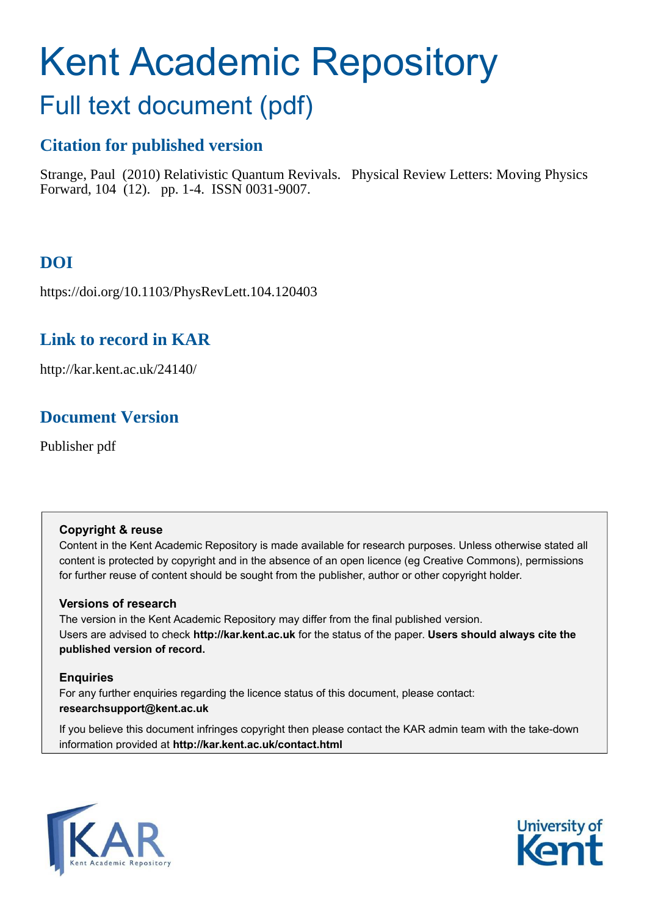# Kent Academic Repository

## Full text document (pdf)

### Citation for published version

Strange, Paul (2010) Relativistic Quantum Revivals. Physical Review Letters: Moving Physics Forward, 104 (12). pp. 1-4. ISSN 0031-9007.

### DOI

https://doi.org/10.1103/PhysRevLett.104.120403

### Link to record in KAR

http://kar.kent.ac.uk/24140/

### Document Version

Publisher pdf

**Copyright & reuse**

Content in the Kent Academic Repository is made available for research purposes. Unless otherwise stated all content is protected by copyright and in the absence of an open licence (eg Creative Commons), permissions for further reuse of content should be sought from the publisher, author or other copyright holder.

**Versions of research**

The version in the Kent Academic Repository may differ from the final published version. Users are advised to check **http://kar.kent.ac.uk** for the status of the paper. **Users should always cite the published version of record.**

**Enquiries**

For any further enquiries regarding the licence status of this document, please contact: **researchsupport@kent.ac.uk**

If you believe this document infringes copyright then please contact the KAR admin team with the take-down information provided at **http://kar.kent.ac.uk/contact.html**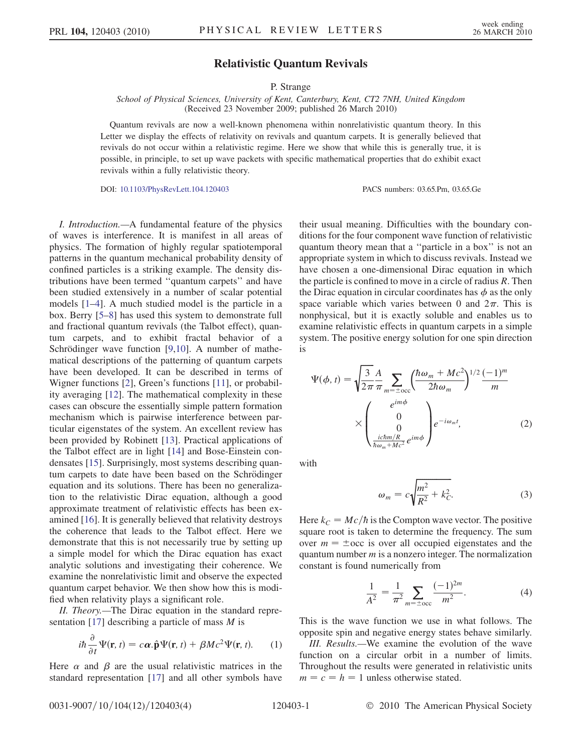# Relativistic Quantum Revivals

P. Strange

*School of Physical Sciences, University of Kent, Canterbury, Kent, CT2 7NH, United Kingdom*
(Received 23 November 2009; published 26 March 2010)

Quantum revivals are now a well-known phenomena within nonrelativistic quantum theory. In this Letter we display the effects of relativity on revivals and quantum carpets. It is generally believed that revivals do not occur within a relativistic regime. Here we show that while this is generally true, it is possible, in principle, to set up wave packets with specific mathematical properties that do exhibit exact revivals within a fully relativistic theory.

DOI: 10.1103/PhysRevLett.104.120403 PACS numbers: 03.65.Pm, 03.65.Ge

*I. Introduction.*—A fundamental feature of the physics of waves is interference. It is manifest in all areas of physics. The formation of highly regular spatiotemporal patterns in the quantum mechanical probability density of confined particles is a striking example. The density distributions have been termed "quantum carpets" and have been studied extensively in a number of scalar potential models [1–4]. A much studied model is the particle in a box. Berry [5–8] has used this system to demonstrate full and fractional quantum revivals (the Talbot effect), quantum carpets, and to exhibit fractal behavior of a Schrödinger wave function [9,10]. A number of mathematical descriptions of the patterning of quantum carpets have been developed. It can be described in terms of Wigner functions [2], Green's functions [11], or probability averaging [12]. The mathematical complexity in these cases can obscure the essentially simple pattern formation mechanism which is pairwise interference between particular eigenstates of the system. An excellent review has been provided by Robinett [13]. Practical applications of the Talbot effect are in light [14] and Bose-Einstein condensates [15]. Surprisingly, most systems describing quantum carpets to date have been based on the Schrödinger equation and its solutions. There has been no generalization to the relativistic Dirac equation, although a good approximate treatment of relativistic effects has been examined [16]. It is generally believed that relativity destroys the coherence that leads to the Talbot effect. Here we demonstrate that this is not necessarily true by setting up a simple model for which the Dirac equation has exact analytic solutions and investigating their coherence. We examine the nonrelativistic limit and observe the expected quantum carpet behavior. We then show how this is modified when relativity plays a significant role.

*II. Theory.*—The Dirac equation in the standard representation [17] describing a particle of mass $M$ is

$$i\hbar\frac{\partial}{\partial t}\Psi(\mathbf{r},t) = c\boldsymbol{\alpha}.\hat{\mathbf{p}}\Psi(\mathbf{r},t) + \beta Mc^2\Psi(\mathbf{r},t). \quad (1)$$

Here $\alpha$ and $\beta$ are the usual relativistic matrices in the standard representation [17] and all other symbols have their usual meaning. Difficulties with the boundary conditions for the four component wave function of relativistic quantum theory mean that a "particle in a box" is not an appropriate system in which to discuss revivals. Instead we have chosen a one-dimensional Dirac equation in which the particle is confined to move in a circle of radius $R$. Then the Dirac equation in circular coordinates has $\phi$ as the only space variable which varies between 0 and $2\pi$. This is nonphysical, but it is exactly soluble and enables us to examine relativistic effects in quantum carpets in a simple system. The positive energy solution for one spin direction is

$$\Psi(\phi,t) = \sqrt{\frac{3}{2\pi}}\frac{A}{\pi}\sum_{m=\pm\text{occ}}\left(\frac{\hbar\omega_m + Mc^2}{2\hbar\omega_m}\right)^{1/2}\frac{(-1)^m}{m} \times \begin{pmatrix} e^{im\phi} \\ 0 \\ 0 \\ \frac{ic\hbar m/R}{\hbar\omega_m + Mc^2}e^{im\phi} \end{pmatrix} e^{-i\omega_m t}, \quad (2)$$

with

$$\omega_m = c\sqrt{\frac{m^2}{R^2} + k_C^2}. \quad (3)$$

Here $k_C = Mc/\hbar$ is the Compton wave vector. The positive square root is taken to determine the frequency. The sum over $m = \pm\text{occ}$ is over all occupied eigenstates and the quantum number $m$ is a nonzero integer. The normalization constant is found numerically from

$$\frac{1}{A^2} = \frac{1}{\pi^2}\sum_{m=\pm\text{occ}}\frac{(-1)^{2m}}{m^2}. \quad (4)$$

This is the wave function we use in what follows. The opposite spin and negative energy states behave similarly.

*III. Results.*—We examine the evolution of the wave function on a circular orbit in a number of limits. Throughout the results were generated in relativistic units $m = c = h = 1$ unless otherwise stated.

0031-9007/10/104(12)/120403(4) © 2010 The American Physical Society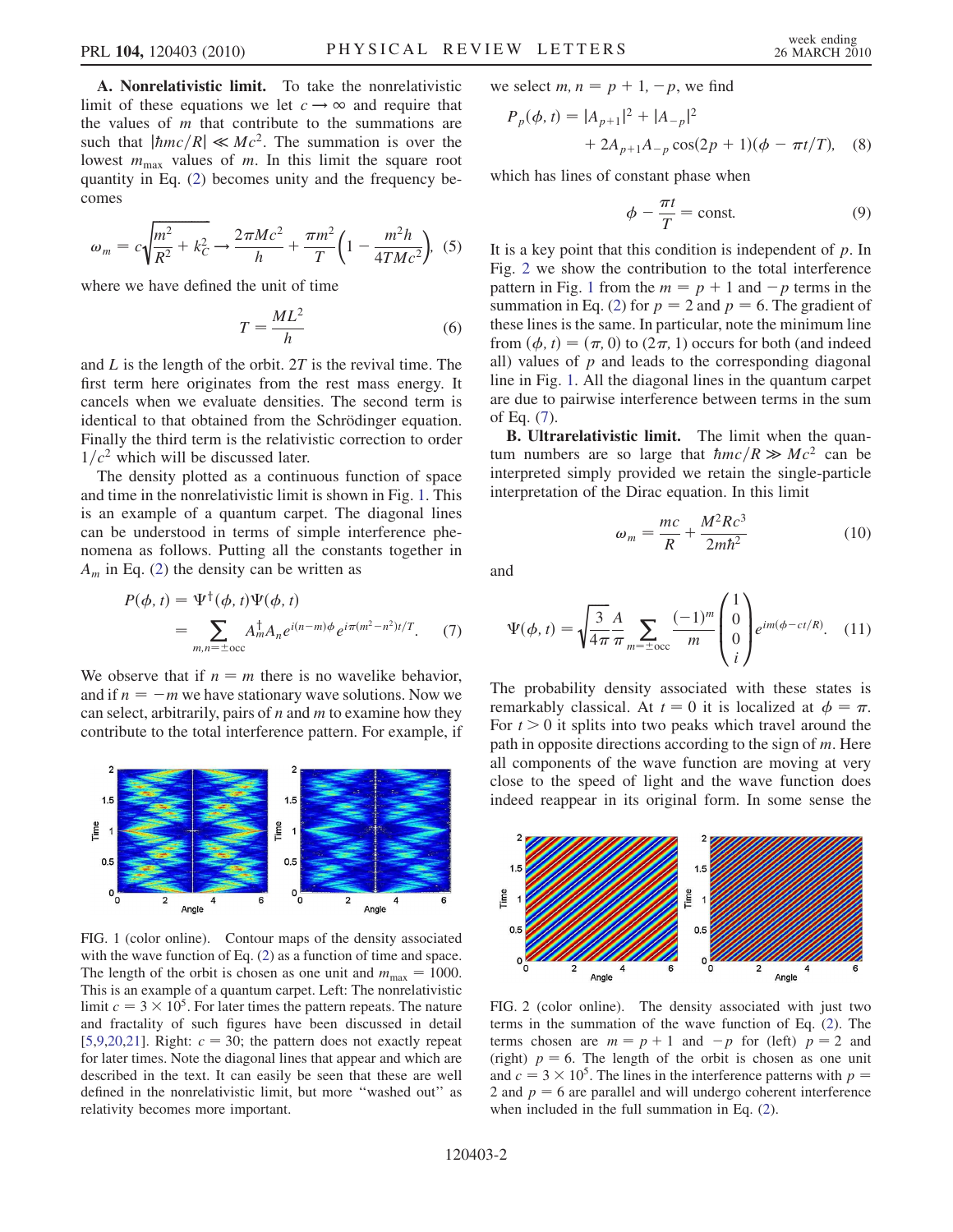**A. Nonrelativistic limit.** To take the nonrelativistic limit of these equations we let $c \to \infty$ and require that the values of $m$ that contribute to the summations are such that $|\hbar mc/R| \ll Mc^2$. The summation is over the lowest $m_{\max}$ values of $m$. In this limit the square root quantity in Eq. (2) becomes unity and the frequency becomes

$$\omega_m = c\sqrt{\frac{m^2}{R^2} + k_C^2} \to \frac{2\pi Mc^2}{h} + \frac{\pi m^2}{T}\left(1 - \frac{m^2 h}{4TMc^2}\right), \quad (5)$$

where we have defined the unit of time

$$T = \frac{ML^2}{h} \quad (6)$$

and $L$ is the length of the orbit. $2T$ is the revival time. The first term here originates from the rest mass energy. It cancels when we evaluate densities. The second term is identical to that obtained from the Schrödinger equation. Finally the third term is the relativistic correction to order $1/c^2$ which will be discussed later.

The density plotted as a continuous function of space and time in the nonrelativistic limit is shown in Fig. 1. This is an example of a quantum carpet. The diagonal lines can be understood in terms of simple interference phenomena as follows. Putting all the constants together in $A_m$ in Eq. (2) the density can be written as

$$\begin{aligned} P(\phi, t) &= \Psi^\dagger(\phi, t)\Psi(\phi, t) \\ &= \sum_{m,n=\pm\mathrm{occ}} A_m^\dagger A_n e^{i(n-m)\phi} e^{i\pi(m^2-n^2)t/T}. \end{aligned} \quad (7)$$

We observe that if $n = m$ there is no wavelike behavior, and if $n = -m$ we have stationary wave solutions. Now we can select, arbitrarily, pairs of $n$ and $m$ to examine how they contribute to the total interference pattern. For example, if we select $m, n = p + 1, -p$, we find

$$\begin{aligned} P_p(\phi, t) = &|A_{p+1}|^2 + |A_{-p}|^2 \\ &+ 2A_{p+1}A_{-p}\cos(2p + 1)(\phi - \pi t/T), \end{aligned} \quad (8)$$

which has lines of constant phase when

$$\phi - \frac{\pi t}{T} = \mathrm{const.} \quad (9)$$

It is a key point that this condition is independent of $p$. In Fig. 2 we show the contribution to the total interference pattern in Fig. 1 from the $m = p + 1$ and $-p$ terms in the summation in Eq. (2) for $p = 2$ and $p = 6$. The gradient of these lines is the same. In particular, note the minimum line from $(\phi, t) = (\pi, 0)$ to $(2\pi, 1)$ occurs for both (and indeed all) values of $p$ and leads to the corresponding diagonal line in Fig. 1. All the diagonal lines in the quantum carpet are due to pairwise interference between terms in the sum of Eq. (7).

FIG. 1 (color online). Contour maps of the density associated with the wave function of Eq. (2) as a function of time and space. The length of the orbit is chosen as one unit and $m_{\max} = 1000$. This is an example of a quantum carpet. Left: The nonrelativistic limit $c = 3 \times 10^5$. For later times the pattern repeats. The nature and fractality of such figures have been discussed in detail [5,9,20,21]. Right: $c = 30$; the pattern does not exactly repeat for later times. Note the diagonal lines that appear and which are described in the text. It can easily be seen that these are well defined in the nonrelativistic limit, but more "washed out" as relativity becomes more important.

**B. Ultrarelativistic limit.** The limit when the quantum numbers are so large that $\hbar mc/R \gg Mc^2$ can be interpreted simply provided we retain the single-particle interpretation of the Dirac equation. In this limit

$$\omega_m = \frac{mc}{R} + \frac{M^2Rc^3}{2m\hbar^2} \quad (10)$$

and

$$\Psi(\phi, t) = \sqrt{\frac{3}{4\pi}}\frac{A}{\pi}\sum_{m=\pm\mathrm{occ}}\frac{(-1)^m}{m}\begin{pmatrix}1\\0\\0\\i\end{pmatrix}e^{im(\phi - ct/R)}. \quad (11)$$

The probability density associated with these states is remarkably classical. At $t = 0$ it is localized at $\phi = \pi$. For $t > 0$ it splits into two peaks which travel around the path in opposite directions according to the sign of $m$. Here all components of the wave function are moving at very close to the speed of light and the wave function does indeed reappear in its original form. In some sense the

FIG. 2 (color online). The density associated with just two terms in the summation of the wave function of Eq. (2). The terms chosen are $m = p + 1$ and $-p$ for (left) $p = 2$ and (right) $p = 6$. The length of the orbit is chosen as one unit and $c = 3 \times 10^5$. The lines in the interference patterns with $p = 2$ and $p = 6$ are parallel and will undergo coherent interference when included in the full summation in Eq. (2).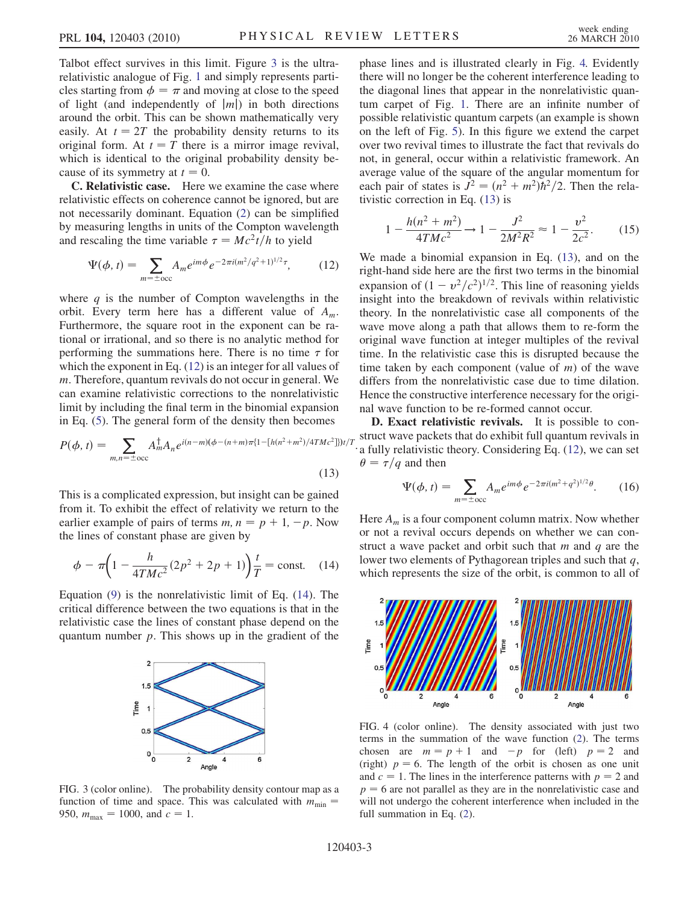Talbot effect survives in this limit. Figure 3 is the ultra-relativistic analogue of Fig. 1 and simply represents particles starting from $\phi = \pi$ and moving at close to the speed of light (and independently of $|m|$) in both directions around the orbit. This can be shown mathematically very easily. At $t = 2T$ the probability density returns to its original form. At $t = T$ there is a mirror image revival, which is identical to the original probability density because of its symmetry at $t = 0$.

**C. Relativistic case.** Here we examine the case where relativistic effects on coherence cannot be ignored, but are not necessarily dominant. Equation (2) can be simplified by measuring lengths in units of the Compton wavelength and rescaling the time variable $\tau = Mc^2 t/h$ to yield

$$\Psi(\phi, t) = \sum_{m=\pm \mathrm{occ}} A_m e^{im\phi} e^{-2\pi i (m^2/q^2+1)^{1/2}\tau}, \quad (12)$$

where $q$ is the number of Compton wavelengths in the orbit. Every term here has a different value of $A_m$. Furthermore, the square root in the exponent can be rational or irrational, and so there is no analytic method for performing the summations here. There is no time $\tau$ for which the exponent in Eq. (12) is an integer for all values of $m$. Therefore, quantum revivals do not occur in general. We can examine relativistic corrections to the nonrelativistic limit by including the final term in the binomial expansion in Eq. (5). The general form of the density then becomes

$$P(\phi, t) = \sum_{m,n=\pm \mathrm{occ}} A_m^\dagger A_n e^{i(n-m)(\phi-(n+m)\pi\{1-[h(n^2+m^2)/4TMc^2]\})t/T}. \quad (13)$$

This is a complicated expression, but insight can be gained from it. To exhibit the effect of relativity we return to the earlier example of pairs of terms $m, n = p+1, -p$. Now the lines of constant phase are given by

$$\phi - \pi\left(1 - \frac{h}{4TMc^2}(2p^2 + 2p + 1)\right)\frac{t}{T} = \mathrm{const}. \quad (14)$$

Equation (9) is the nonrelativistic limit of Eq. (14). The critical difference between the two equations is that in the relativistic case the lines of constant phase depend on the quantum number $p$. This shows up in the gradient of the phase lines and is illustrated clearly in Fig. 4. Evidently there will no longer be the coherent interference leading to the diagonal lines that appear in the nonrelativistic quantum carpet of Fig. 1. There are an infinite number of possible relativistic quantum carpets (an example is shown on the left of Fig. 5). In this figure we extend the carpet over two revival times to illustrate the fact that revivals do not, in general, occur within a relativistic framework. An average value of the square of the angular momentum for each pair of states is $J^2 = (n^2 + m^2)\hbar^2/2$. Then the relativistic correction in Eq. (13) is

$$1 - \frac{h(n^2+m^2)}{4TMc^2} \rightarrow 1 - \frac{J^2}{2M^2R^2} \approx 1 - \frac{v^2}{2c^2}. \quad (15)$$

We made a binomial expansion in Eq. (13), and on the right-hand side here are the first two terms in the binomial expansion of $(1 - v^2/c^2)^{1/2}$. This line of reasoning yields insight into the breakdown of revivals within relativistic theory. In the nonrelativistic case all components of the wave move along a path that allows them to re-form the original wave function at integer multiples of the revival time. In the relativistic case this is disrupted because the time taken by each component (value of $m$) of the wave differs from the nonrelativistic case due to time dilation. Hence the constructive interference necessary for the original wave function to be re-formed cannot occur.

**D. Exact relativistic revivals.** It is possible to construct wave packets that do exhibit full quantum revivals in a fully relativistic theory. Considering Eq. (12), we can set $\theta = \tau/q$ and then

$$\Psi(\phi, t) = \sum_{m=\pm \mathrm{occ}} A_m e^{im\phi} e^{-2\pi i (m^2+q^2)^{1/2}\theta}. \quad (16)$$

Here $A_m$ is a four component column matrix. Now whether or not a revival occurs depends on whether we can construct a wave packet and orbit such that $m$ and $q$ are the lower two elements of Pythagorean triples and such that $q$, which represents the size of the orbit, is common to all of

FIG. 3 (color online). The probability density contour map as a function of time and space. This was calculated with $m_{\min} = 950$, $m_{\max} = 1000$, and $c = 1$.

FIG. 4 (color online). The density associated with just two terms in the summation of the wave function (2). The terms chosen are $m = p+1$ and $-p$ for (left) $p = 2$ and (right) $p = 6$. The length of the orbit is chosen as one unit and $c = 1$. The lines in the interference patterns with $p = 2$ and $p = 6$ are not parallel as they are in the nonrelativistic case and will not undergo the coherent interference when included in the full summation in Eq. (2).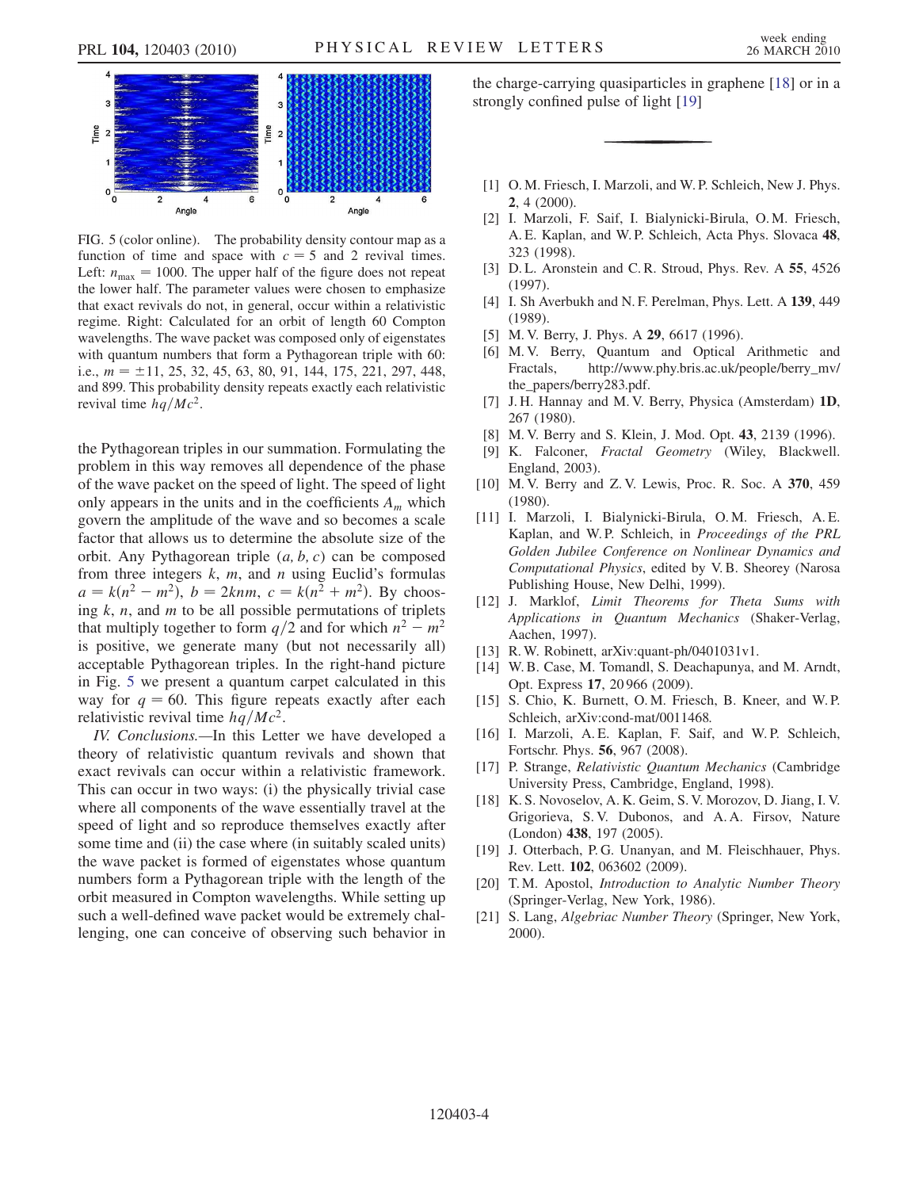Time

Angle

Time

Angle

FIG. 5 (color online). The probability density contour map as a function of time and space with $c = 5$ and 2 revival times. Left: $n_{\max} = 1000$. The upper half of the figure does not repeat the lower half. The parameter values were chosen to emphasize that exact revivals do not, in general, occur within a relativistic regime. Right: Calculated for an orbit of length 60 Compton wavelengths. The wave packet was composed only of eigenstates with quantum numbers that form a Pythagorean triple with 60: i.e., $m = \pm 11$, 25, 32, 45, 63, 80, 91, 144, 175, 221, 297, 448, and 899. This probability density repeats exactly each relativistic revival time $hq/Mc^2$.

the Pythagorean triples in our summation. Formulating the problem in this way removes all dependence of the phase of the wave packet on the speed of light. The speed of light only appears in the units and in the coefficients $A_m$ which govern the amplitude of the wave and so becomes a scale factor that allows us to determine the absolute size of the orbit. Any Pythagorean triple $(a, b, c)$ can be composed from three integers $k$, $m$, and $n$ using Euclid's formulas $a = k(n^2 - m^2)$, $b = 2knm$, $c = k(n^2 + m^2)$. By choosing $k$, $n$, and $m$ to be all possible permutations of triplets that multiply together to form $q/2$ and for which $n^2 - m^2$ is positive, we generate many (but not necessarily all) acceptable Pythagorean triples. In the right-hand picture in Fig. 5 we present a quantum carpet calculated in this way for $q = 60$. This figure repeats exactly after each relativistic revival time $hq/Mc^2$.

*IV. Conclusions.*—In this Letter we have developed a theory of relativistic quantum revivals and shown that exact revivals can occur within a relativistic framework. This can occur in two ways: (i) the physically trivial case where all components of the wave essentially travel at the speed of light and so reproduce themselves exactly after some time and (ii) the case where (in suitably scaled units) the wave packet is formed of eigenstates whose quantum numbers form a Pythagorean triple with the length of the orbit measured in Compton wavelengths. While setting up such a well-defined wave packet would be extremely challenging, one can conceive of observing such behavior in the charge-carrying quasiparticles in graphene [18] or in a strongly confined pulse of light [19]

---

[1] O. M. Friesch, I. Marzoli, and W. P. Schleich, New J. Phys. **2**, 4 (2000).

[2] I. Marzoli, F. Saif, I. Bialynicki-Birula, O. M. Friesch, A. E. Kaplan, and W. P. Schleich, Acta Phys. Slovaca **48**, 323 (1998).

[3] D. L. Aronstein and C. R. Stroud, Phys. Rev. A **55**, 4526 (1997).

[4] I. Sh Averbukh and N. F. Perelman, Phys. Lett. A **139**, 449 (1989).

[5] M. V. Berry, J. Phys. A **29**, 6617 (1996).

[6] M. V. Berry, Quantum and Optical Arithmetic and Fractals, http://www.phy.bris.ac.uk/people/berry_mv/the_papers/berry283.pdf.

[7] J. H. Hannay and M. V. Berry, Physica (Amsterdam) **1D**, 267 (1980).

[8] M. V. Berry and S. Klein, J. Mod. Opt. **43**, 2139 (1996).

[9] K. Falconer, *Fractal Geometry* (Wiley, Blackwell. England, 2003).

[10] M. V. Berry and Z. V. Lewis, Proc. R. Soc. A **370**, 459 (1980).

[11] I. Marzoli, I. Bialynicki-Birula, O. M. Friesch, A. E. Kaplan, and W. P. Schleich, in *Proceedings of the PRL Golden Jubilee Conference on Nonlinear Dynamics and Computational Physics*, edited by V. B. Sheorey (Narosa Publishing House, New Delhi, 1999).

[12] J. Marklof, *Limit Theorems for Theta Sums with Applications in Quantum Mechanics* (Shaker-Verlag, Aachen, 1997).

[13] R. W. Robinett, arXiv:quant-ph/0401031v1.

[14] W. B. Case, M. Tomandl, S. Deachapunya, and M. Arndt, Opt. Express **17**, 20 966 (2009).

[15] S. Chio, K. Burnett, O. M. Friesch, B. Kneer, and W. P. Schleich, arXiv:cond-mat/0011468.

[16] I. Marzoli, A. E. Kaplan, F. Saif, and W. P. Schleich, Fortschr. Phys. **56**, 967 (2008).

[17] P. Strange, *Relativistic Quantum Mechanics* (Cambridge University Press, Cambridge, England, 1998).

[18] K. S. Novoselov, A. K. Geim, S. V. Morozov, D. Jiang, I. V. Grigorieva, S. V. Dubonos, and A. A. Firsov, Nature (London) **438**, 197 (2005).

[19] J. Otterbach, P. G. Unanyan, and M. Fleischhauer, Phys. Rev. Lett. **102**, 063602 (2009).

[20] T. M. Apostol, *Introduction to Analytic Number Theory* (Springer-Verlag, New York, 1986).

[21] S. Lang, *Algebriac Number Theory* (Springer, New York, 2000).